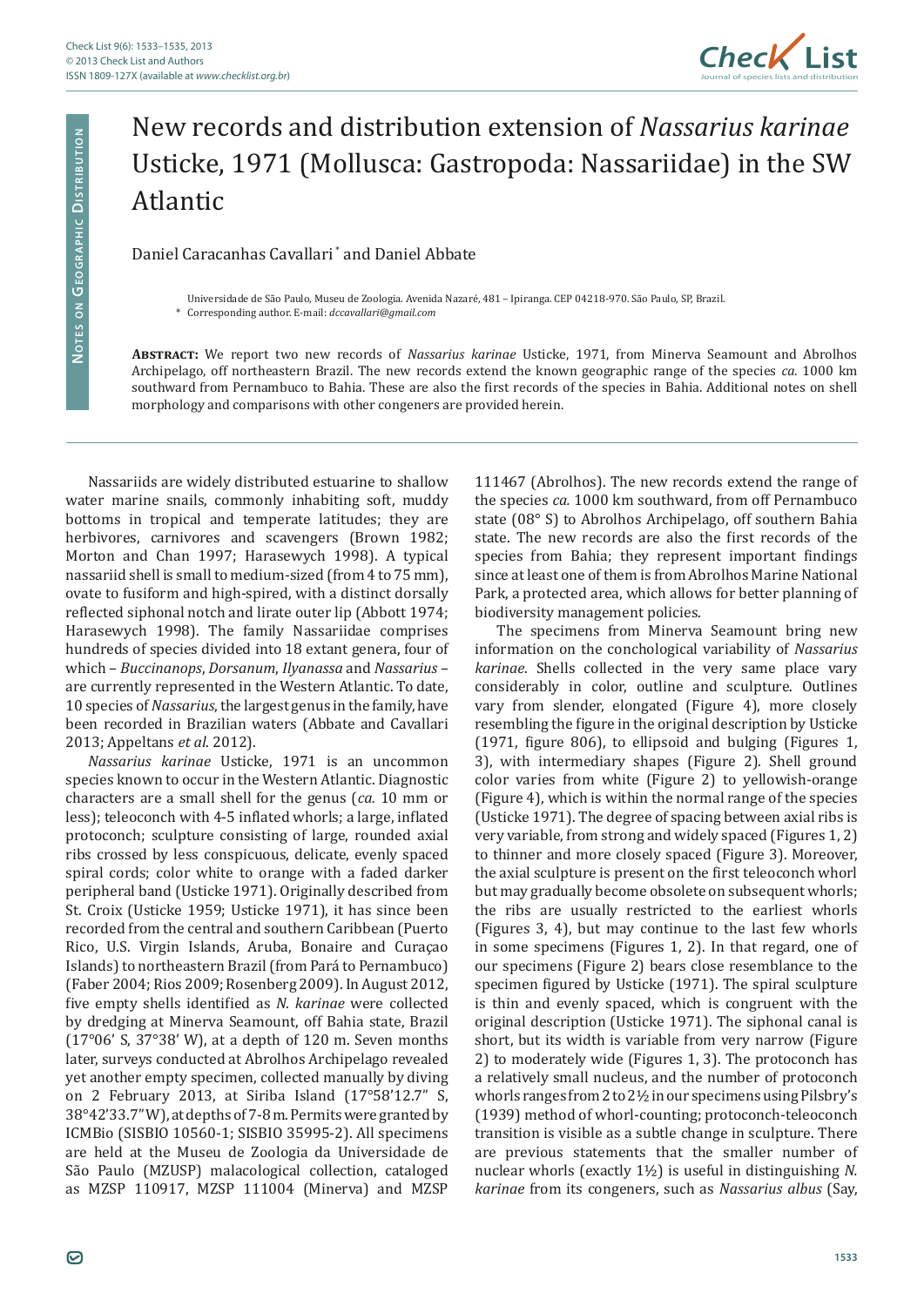# New records and distribution extension of *Nassarius karinae* Usticke, 1971 (Mollusca: Gastropoda: Nassariidae) in the SW Atlantic

Daniel Caracanhas Cavallari* and Daniel Abbate

Universidade de São Paulo, Museu de Zoologia. Avenida Nazaré, 481 – Ipiranga. CEP 04218-970. São Paulo, SP, Brazil.
\* Corresponding author. E-mail: *dccavallari@gmail.com*

**Abstract:** We report two new records of *Nassarius karinae* Usticke, 1971, from Minerva Seamount and Abrolhos Archipelago, off northeastern Brazil. The new records extend the known geographic range of the species *ca.* 1000 km southward from Pernambuco to Bahia. These are also the first records of the species in Bahia. Additional notes on shell morphology and comparisons with other congeners are provided herein.

Nassariids are widely distributed estuarine to shallow water marine snails, commonly inhabiting soft, muddy bottoms in tropical and temperate latitudes; they are herbivores, carnivores and scavengers (Brown 1982; Morton and Chan 1997; Harasewych 1998). A typical nassariid shell is small to medium-sized (from 4 to 75 mm), ovate to fusiform and high-spired, with a distinct dorsally reflected siphonal notch and lirate outer lip (Abbott 1974; Harasewych 1998). The family Nassariidae comprises hundreds of species divided into 18 extant genera, four of which – *Buccinanops*, *Dorsanum*, *Ilyanassa* and *Nassarius* – are currently represented in the Western Atlantic. To date, 10 species of *Nassarius*, the largest genus in the family, have been recorded in Brazilian waters (Abbate and Cavallari 2013; Appeltans *et al*. 2012).

*Nassarius karinae* Usticke, 1971 is an uncommon species known to occur in the Western Atlantic. Diagnostic characters are a small shell for the genus (*ca.* 10 mm or less); teleoconch with 4-5 inflated whorls; a large, inflated protoconch; sculpture consisting of large, rounded axial ribs crossed by less conspicuous, delicate, evenly spaced spiral cords; color white to orange with a faded darker peripheral band (Usticke 1971). Originally described from St. Croix (Usticke 1959; Usticke 1971), it has since been recorded from the central and southern Caribbean (Puerto Rico, U.S. Virgin Islands, Aruba, Bonaire and Curaçao Islands) to northeastern Brazil (from Pará to Pernambuco) (Faber 2004; Rios 2009; Rosenberg 2009). In August 2012, five empty shells identified as *N. karinae* were collected by dredging at Minerva Seamount, off Bahia state, Brazil (17°06' S, 37°38' W), at a depth of 120 m. Seven months later, surveys conducted at Abrolhos Archipelago revealed yet another empty specimen, collected manually by diving on 2 February 2013, at Siriba Island (17°58'12.7" S, 38°42'33.7"W), at depths of 7-8 m. Permits were granted by ICMBio (SISBIO 10560-1; SISBIO 35995-2). All specimens are held at the Museu de Zoologia da Universidade de São Paulo (MZUSP) malacological collection, cataloged as MZSP 110917, MZSP 111004 (Minerva) and MZSP 111467 (Abrolhos). The new records extend the range of the species *ca.* 1000 km southward, from off Pernambuco state (08° S) to Abrolhos Archipelago, off southern Bahia state. The new records are also the first records of the species from Bahia; they represent important findings since at least one of them is from Abrolhos Marine National Park, a protected area, which allows for better planning of biodiversity management policies.

The specimens from Minerva Seamount bring new information on the conchological variability of *Nassarius karinae*. Shells collected in the very same place vary considerably in color, outline and sculpture. Outlines vary from slender, elongated (Figure 4), more closely resembling the figure in the original description by Usticke (1971, figure 806), to ellipsoid and bulging (Figures 1, 3), with intermediary shapes (Figure 2). Shell ground color varies from white (Figure 2) to yellowish-orange (Figure 4), which is within the normal range of the species (Usticke 1971). The degree of spacing between axial ribs is very variable, from strong and widely spaced (Figures 1, 2) to thinner and more closely spaced (Figure 3). Moreover, the axial sculpture is present on the first teleoconch whorl but may gradually become obsolete on subsequent whorls; the ribs are usually restricted to the earliest whorls (Figures 3, 4), but may continue to the last few whorls in some specimens (Figures 1, 2). In that regard, one of our specimens (Figure 2) bears close resemblance to the specimen figured by Usticke (1971). The spiral sculpture is thin and evenly spaced, which is congruent with the original description (Usticke 1971). The siphonal canal is short, but its width is variable from very narrow (Figure 2) to moderately wide (Figures 1, 3). The protoconch has a relatively small nucleus, and the number of protoconch whorls ranges from 2 to 2½ in our specimens using Pilsbry's (1939) method of whorl-counting; protoconch-teleoconch transition is visible as a subtle change in sculpture. There are previous statements that the smaller number of nuclear whorls (exactly 1½) is useful in distinguishing *N. karinae* from its congeners, such as *Nassarius albus* (Say,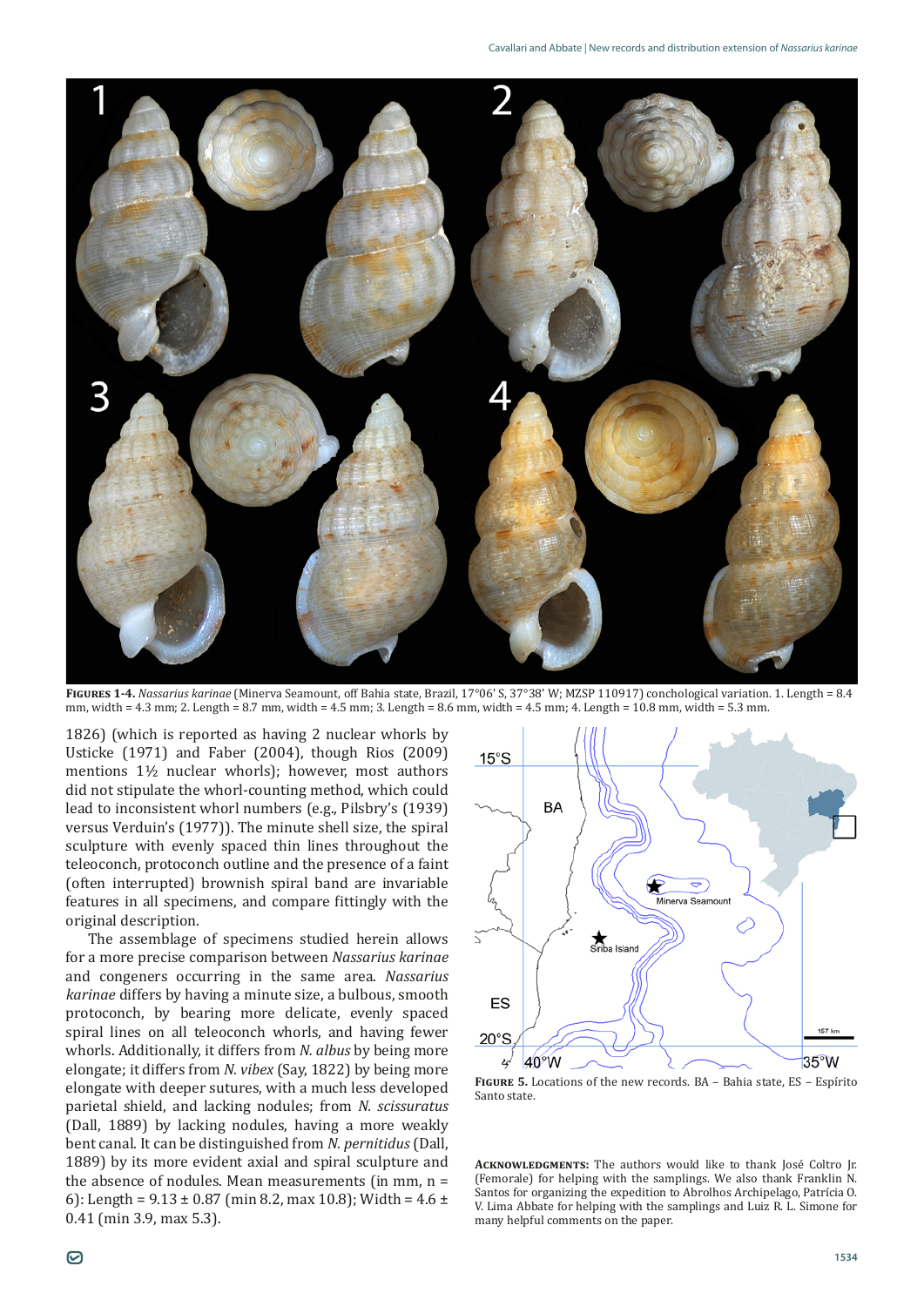**Figures 1-4.** *Nassarius karinae* (Minerva Seamount, off Bahia state, Brazil, 17°06' S, 37°38' W; MZSP 110917) conchological variation. 1. Length = 8.4 mm, width = 4.3 mm; 2. Length = 8.7 mm, width = 4.5 mm; 3. Length = 8.6 mm, width = 4.5 mm; 4. Length = 10.8 mm, width = 5.3 mm.

1826) (which is reported as having 2 nuclear whorls by Usticke (1971) and Faber (2004), though Rios (2009) mentions 1½ nuclear whorls); however, most authors did not stipulate the whorl-counting method, which could lead to inconsistent whorl numbers (e.g., Pilsbry's (1939) versus Verduin's (1977)). The minute shell size, the spiral sculpture with evenly spaced thin lines throughout the teleoconch, protoconch outline and the presence of a faint (often interrupted) brownish spiral band are invariable features in all specimens, and compare fittingly with the original description.

The assemblage of specimens studied herein allows for a more precise comparison between *Nassarius karinae* and congeners occurring in the same area. *Nassarius karinae* differs by having a minute size, a bulbous, smooth protoconch, by bearing more delicate, evenly spaced spiral lines on all teleoconch whorls, and having fewer whorls. Additionally, it differs from *N. albus* by being more elongate; it differs from *N. vibex* (Say, 1822) by being more elongate with deeper sutures, with a much less developed parietal shield, and lacking nodules; from *N. scissuratus* (Dall, 1889) by lacking nodules, having a more weakly bent canal. It can be distinguished from *N. pernitidus* (Dall, 1889) by its more evident axial and spiral sculpture and the absence of nodules. Mean measurements (in mm, n = 6): Length = 9.13 ± 0.87 (min 8.2, max 10.8); Width = 4.6 ± 0.41 (min 3.9, max 5.3).

15°S
BA
Minerva Seamount
Siriba Island
ES
20°S
40°W
35°W
157 km

**Figure 5.** Locations of the new records. BA – Bahia state, ES – Espírito Santo state.

**Acknowledgments:** The authors would like to thank José Coltro Jr. (Femorale) for helping with the samplings. We also thank Franklin N. Santos for organizing the expedition to Abrolhos Archipelago, Patrícia O. V. Lima Abbate for helping with the samplings and Luiz R. L. Simone for many helpful comments on the paper.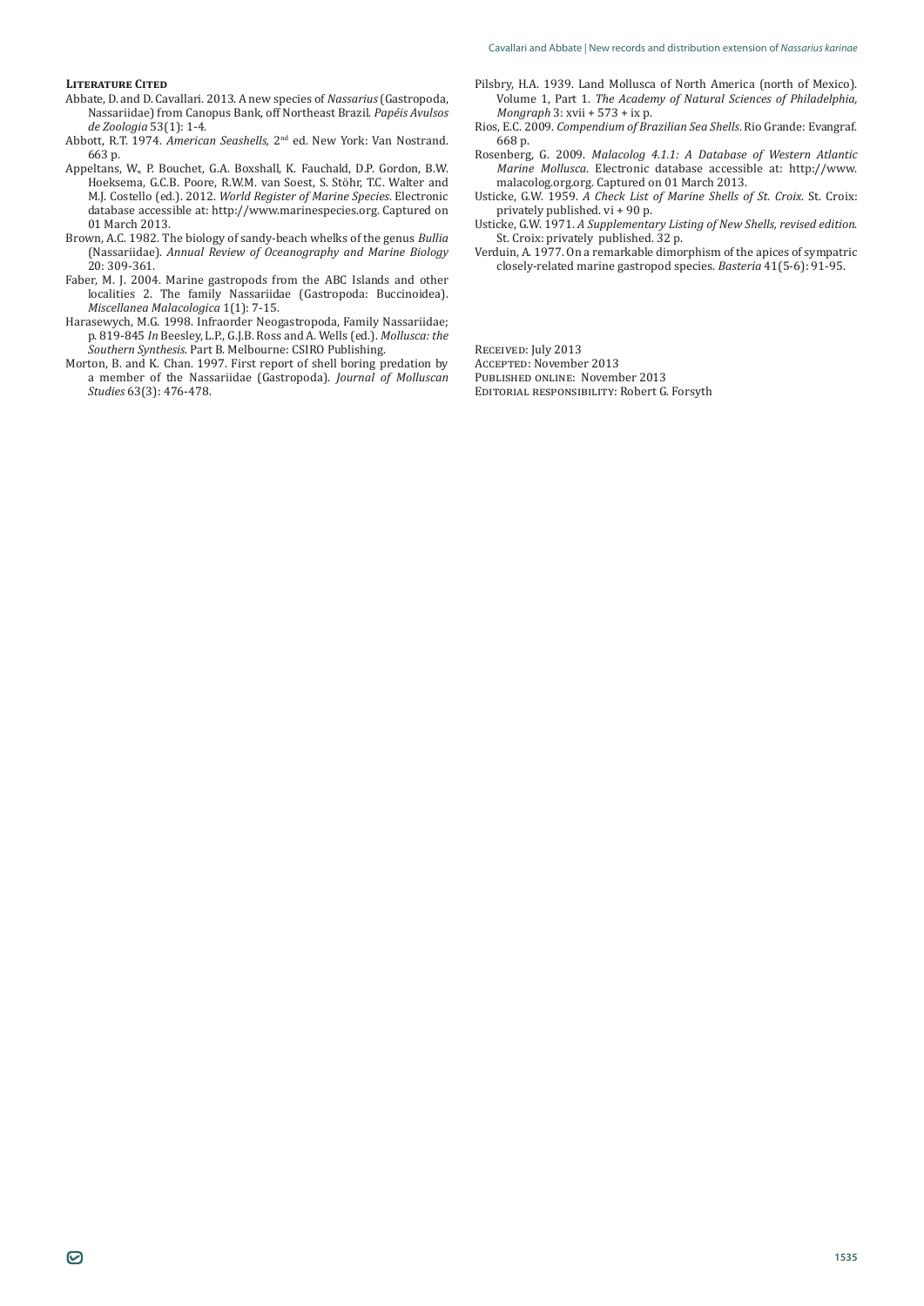## Literature Cited

Abbate, D. and D. Cavallari. 2013. A new species of *Nassarius* (Gastropoda, Nassariidae) from Canopus Bank, off Northeast Brazil. *Papéis Avulsos de Zoologia* 53(1): 1-4.

Abbott, R.T. 1974. *American Seashells,* 2nd ed. New York: Van Nostrand. 663 p.

Appeltans, W., P. Bouchet, G.A. Boxshall, K. Fauchald, D.P. Gordon, B.W. Hoeksema, G.C.B. Poore, R.W.M. van Soest, S. Stöhr, T.C. Walter and M.J. Costello (ed.). 2012. *World Register of Marine Species*. Electronic database accessible at: http://www.marinespecies.org. Captured on 01 March 2013.

Brown, A.C. 1982. The biology of sandy-beach whelks of the genus *Bullia* (Nassariidae). *Annual Review of Oceanography and Marine Biology* 20: 309-361.

Faber, M. J. 2004. Marine gastropods from the ABC Islands and other localities 2. The family Nassariidae (Gastropoda: Buccinoidea). *Miscellanea Malacologica* 1(1): 7-15.

Harasewych, M.G. 1998. Infraorder Neogastropoda, Family Nassariidae; p. 819-845 *In* Beesley, L.P., G.J.B. Ross and A. Wells (ed.). *Mollusca: the Southern Synthesis*. Part B. Melbourne: CSIRO Publishing.

Morton, B. and K. Chan. 1997. First report of shell boring predation by a member of the Nassariidae (Gastropoda). *Journal of Molluscan Studies* 63(3): 476-478.

Pilsbry, H.A. 1939. Land Mollusca of North America (north of Mexico). Volume 1, Part 1. *The Academy of Natural Sciences of Philadelphia, Mongraph* 3: xvii + 573 + ix p.

Rios, E.C. 2009. *Compendium of Brazilian Sea Shells*. Rio Grande: Evangraf. 668 p.

Rosenberg, G. 2009. *Malacolog 4.1.1: A Database of Western Atlantic Marine Mollusca*. Electronic database accessible at: http://www.malacolog.org.org. Captured on 01 March 2013.

Usticke, G.W. 1959. *A Check List of Marine Shells of St. Croix*. St. Croix: privately published. vi + 90 p.

Usticke, G.W. 1971. *A Supplementary Listing of New Shells, revised edition*. St. Croix: privately published. 32 p.

Verduin, A. 1977. On a remarkable dimorphism of the apices of sympatric closely-related marine gastropod species. *Basteria* 41(5-6): 91-95.

Received: July 2013
Accepted: November 2013
Published online: November 2013
Editorial responsibility: Robert G. Forsyth